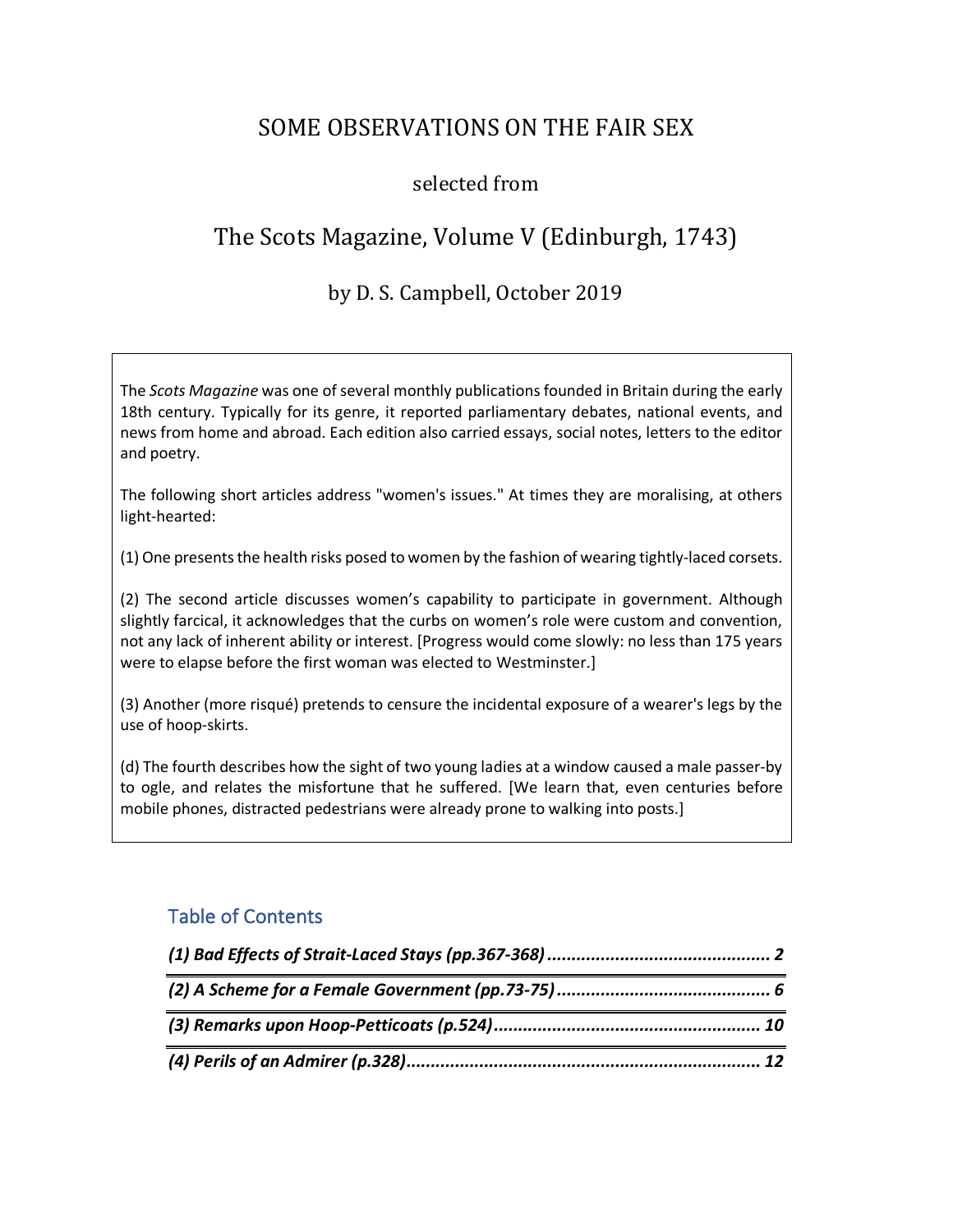# SOME OBSERVATIONS ON THE FAIR SEX

selected from

## The Scots Magazine, Volume V (Edinburgh, 1743)

by D. S. Campbell, October 2019

The *Scots Magazine* was one of several monthly publications founded in Britain during the early 18th century. Typically for its genre, it reported parliamentary debates, national events, and news from home and abroad. Each edition also carried essays, social notes, letters to the editor and poetry.

The following short articles address "women's issues." At times they are moralising, at others light-hearted:

(1) One presents the health risks posed to women by the fashion of wearing tightly-laced corsets.

(2) The second article discusses women's capability to participate in government. Although slightly farcical, it acknowledges that the curbs on women's role were custom and convention, not any lack of inherent ability or interest. [Progress would come slowly: no less than 175 years were to elapse before the first woman was elected to Westminster.]

(3) Another (more risqué) pretends to censure the incidental exposure of a wearer's legs by the use of hoop-skirts.

(d) The fourth describes how the sight of two young ladies at a window caused a male passer-by to ogle, and relates the misfortune that he suffered. [We learn that, even centuries before mobile phones, distracted pedestrians were already prone to walking into posts.]

## Table of Contents

***(1) Bad Effects of Strait-Laced Stays (pp.367-368)*** .............................................. **2**

***(2) A Scheme for a Female Government (pp.73-75)*** ............................................ **6**

***(3) Remarks upon Hoop-Petticoats (p.524)*** ...................................................... **10**

***(4) Perils of an Admirer (p.328)*** ........................................................................ **12**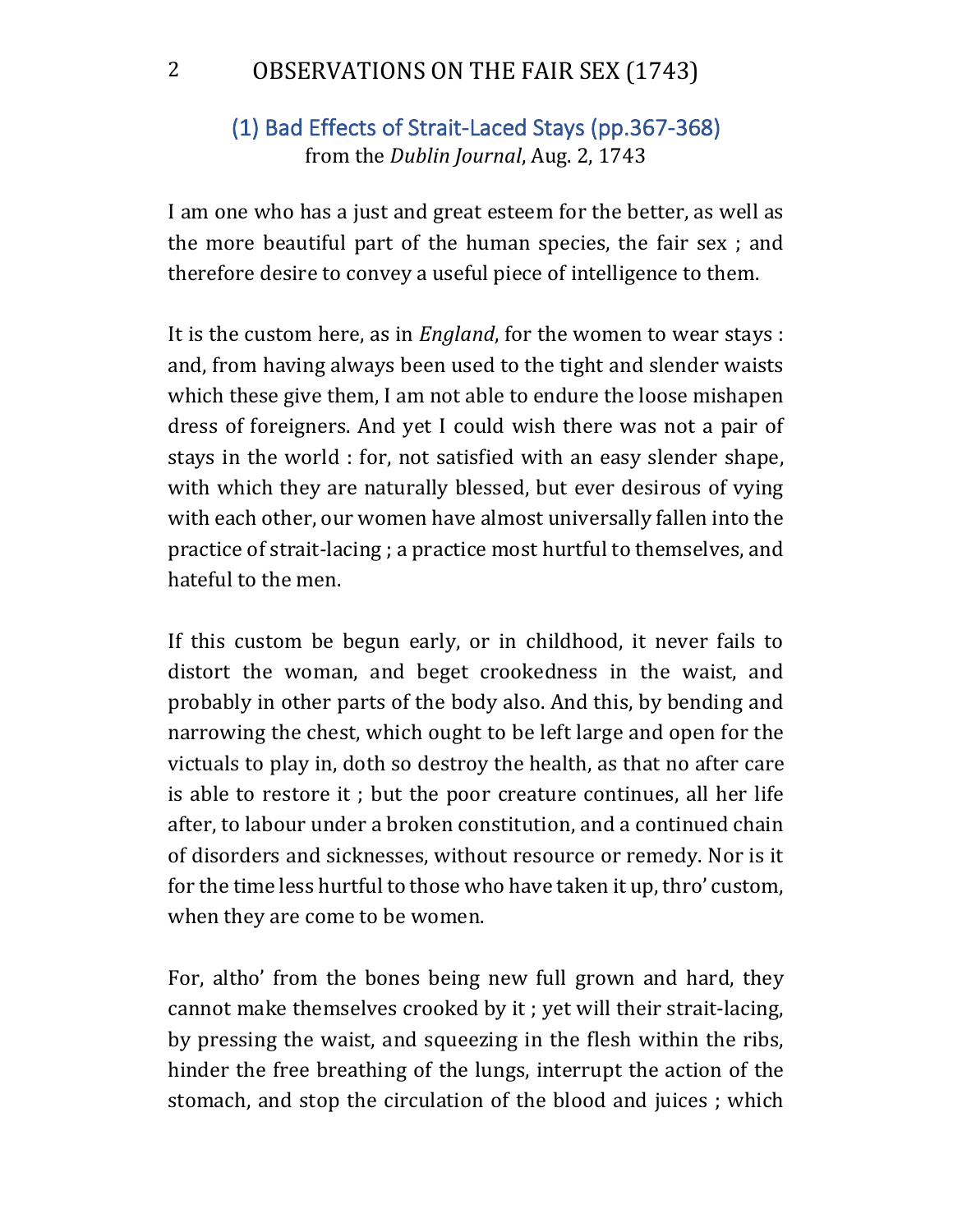## (1) Bad Effects of Strait-Laced Stays (pp.367-368)

from the *Dublin Journal*, Aug. 2, 1743

I am one who has a just and great esteem for the better, as well as the more beautiful part of the human species, the fair sex ; and therefore desire to convey a useful piece of intelligence to them.

It is the custom here, as in *England*, for the women to wear stays : and, from having always been used to the tight and slender waists which these give them, I am not able to endure the loose mishapen dress of foreigners. And yet I could wish there was not a pair of stays in the world : for, not satisfied with an easy slender shape, with which they are naturally blessed, but ever desirous of vying with each other, our women have almost universally fallen into the practice of strait-lacing ; a practice most hurtful to themselves, and hateful to the men.

If this custom be begun early, or in childhood, it never fails to distort the woman, and beget crookedness in the waist, and probably in other parts of the body also. And this, by bending and narrowing the chest, which ought to be left large and open for the victuals to play in, doth so destroy the health, as that no after care is able to restore it ; but the poor creature continues, all her life after, to labour under a broken constitution, and a continued chain of disorders and sicknesses, without resource or remedy. Nor is it for the time less hurtful to those who have taken it up, thro' custom, when they are come to be women.

For, altho' from the bones being new full grown and hard, they cannot make themselves crooked by it ; yet will their strait-lacing, by pressing the waist, and squeezing in the flesh within the ribs, hinder the free breathing of the lungs, interrupt the action of the stomach, and stop the circulation of the blood and juices ; which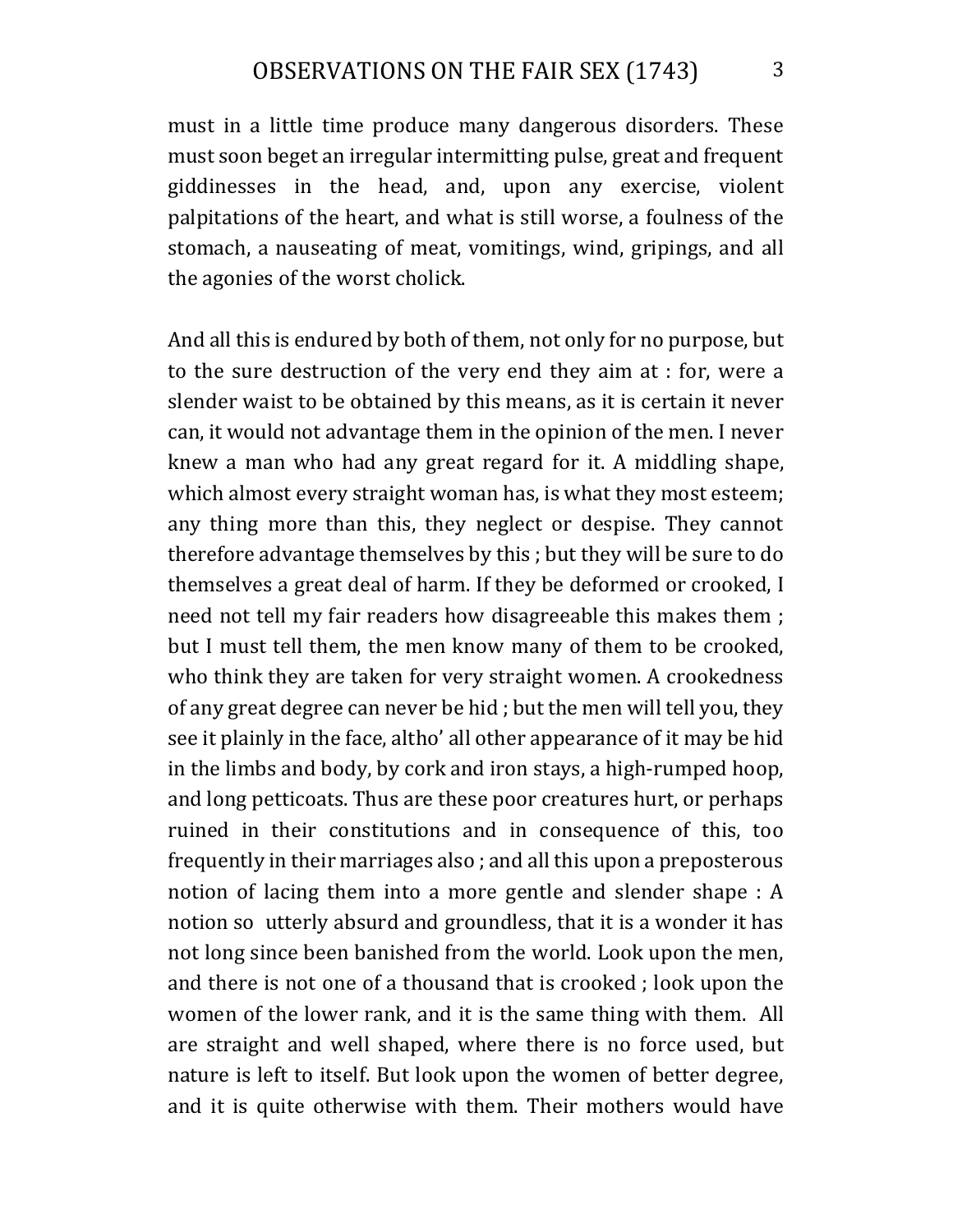must in a little time produce many dangerous disorders. These must soon beget an irregular intermitting pulse, great and frequent giddinesses in the head, and, upon any exercise, violent palpitations of the heart, and what is still worse, a foulness of the stomach, a nauseating of meat, vomitings, wind, gripings, and all the agonies of the worst cholick.

And all this is endured by both of them, not only for no purpose, but to the sure destruction of the very end they aim at : for, were a slender waist to be obtained by this means, as it is certain it never can, it would not advantage them in the opinion of the men. I never knew a man who had any great regard for it. A middling shape, which almost every straight woman has, is what they most esteem; any thing more than this, they neglect or despise. They cannot therefore advantage themselves by this ; but they will be sure to do themselves a great deal of harm. If they be deformed or crooked, I need not tell my fair readers how disagreeable this makes them ; but I must tell them, the men know many of them to be crooked, who think they are taken for very straight women. A crookedness of any great degree can never be hid ; but the men will tell you, they see it plainly in the face, altho' all other appearance of it may be hid in the limbs and body, by cork and iron stays, a high-rumped hoop, and long petticoats. Thus are these poor creatures hurt, or perhaps ruined in their constitutions and in consequence of this, too frequently in their marriages also ; and all this upon a preposterous notion of lacing them into a more gentle and slender shape : A notion so utterly absurd and groundless, that it is a wonder it has not long since been banished from the world. Look upon the men, and there is not one of a thousand that is crooked ; look upon the women of the lower rank, and it is the same thing with them. All are straight and well shaped, where there is no force used, but nature is left to itself. But look upon the women of better degree, and it is quite otherwise with them. Their mothers would have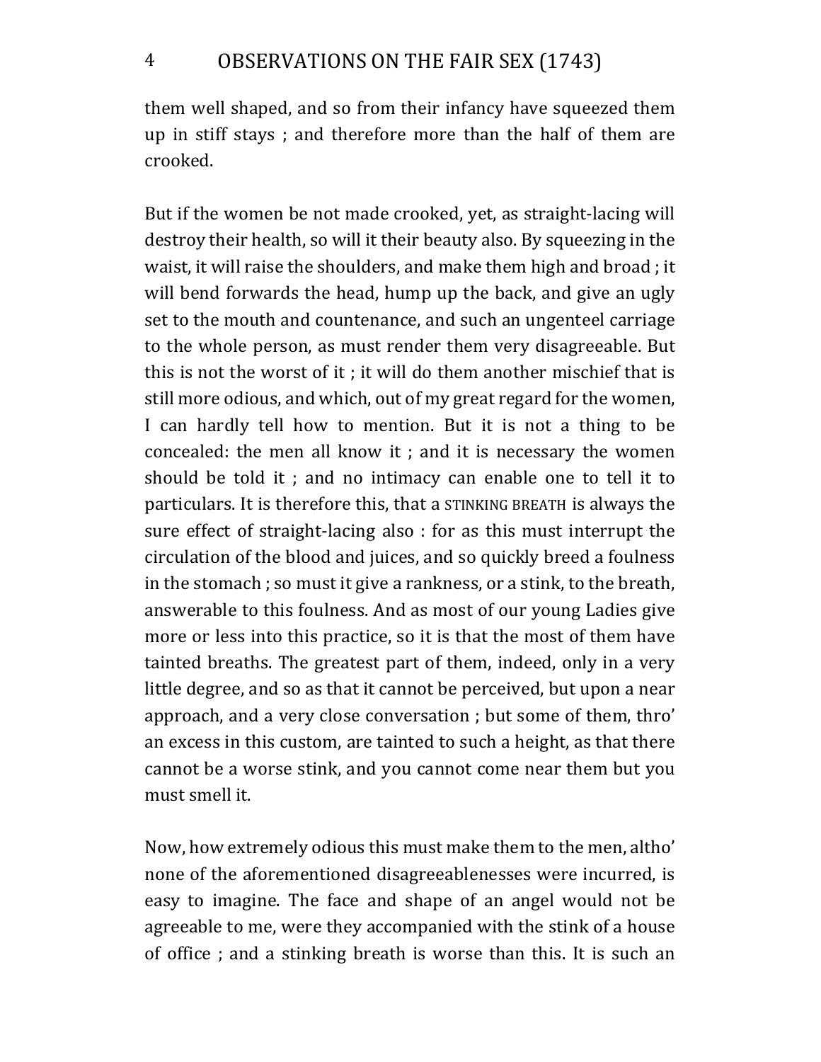them well shaped, and so from their infancy have squeezed them up in stiff stays ; and therefore more than the half of them are crooked.

But if the women be not made crooked, yet, as straight-lacing will destroy their health, so will it their beauty also. By squeezing in the waist, it will raise the shoulders, and make them high and broad ; it will bend forwards the head, hump up the back, and give an ugly set to the mouth and countenance, and such an ungenteel carriage to the whole person, as must render them very disagreeable. But this is not the worst of it ; it will do them another mischief that is still more odious, and which, out of my great regard for the women, I can hardly tell how to mention. But it is not a thing to be concealed: the men all know it ; and it is necessary the women should be told it ; and no intimacy can enable one to tell it to particulars. It is therefore this, that a STINKING BREATH is always the sure effect of straight-lacing also : for as this must interrupt the circulation of the blood and juices, and so quickly breed a foulness in the stomach ; so must it give a rankness, or a stink, to the breath, answerable to this foulness. And as most of our young Ladies give more or less into this practice, so it is that the most of them have tainted breaths. The greatest part of them, indeed, only in a very little degree, and so as that it cannot be perceived, but upon a near approach, and a very close conversation ; but some of them, thro' an excess in this custom, are tainted to such a height, as that there cannot be a worse stink, and you cannot come near them but you must smell it.

Now, how extremely odious this must make them to the men, altho' none of the aforementioned disagreeablenesses were incurred, is easy to imagine. The face and shape of an angel would not be agreeable to me, were they accompanied with the stink of a house of office ; and a stinking breath is worse than this. It is such an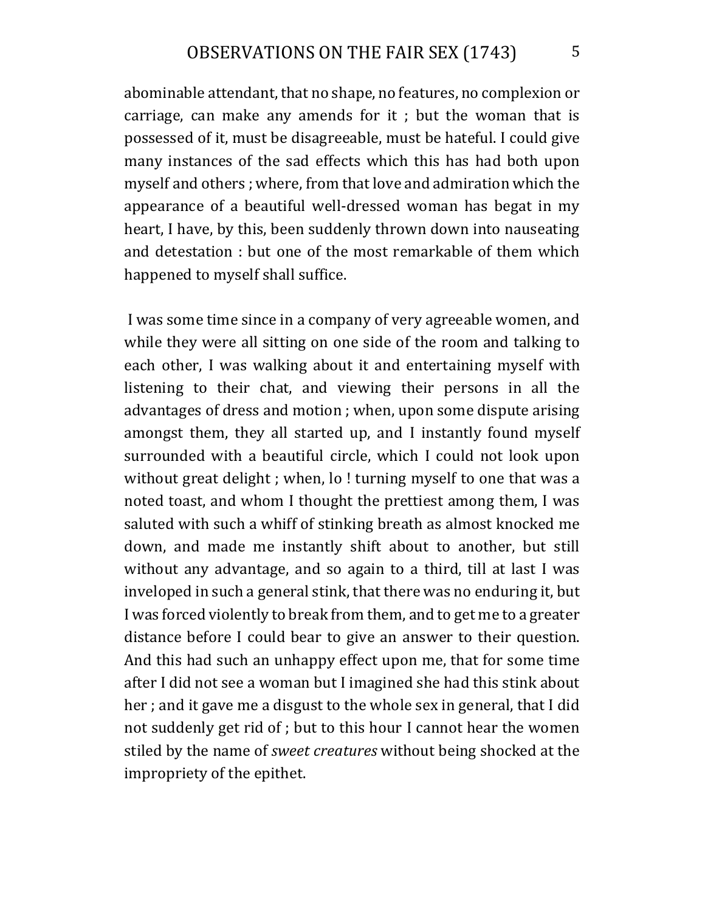abominable attendant, that no shape, no features, no complexion or carriage, can make any amends for it ; but the woman that is possessed of it, must be disagreeable, must be hateful. I could give many instances of the sad effects which this has had both upon myself and others ; where, from that love and admiration which the appearance of a beautiful well-dressed woman has begat in my heart, I have, by this, been suddenly thrown down into nauseating and detestation : but one of the most remarkable of them which happened to myself shall suffice.

I was some time since in a company of very agreeable women, and while they were all sitting on one side of the room and talking to each other, I was walking about it and entertaining myself with listening to their chat, and viewing their persons in all the advantages of dress and motion ; when, upon some dispute arising amongst them, they all started up, and I instantly found myself surrounded with a beautiful circle, which I could not look upon without great delight ; when, lo ! turning myself to one that was a noted toast, and whom I thought the prettiest among them, I was saluted with such a whiff of stinking breath as almost knocked me down, and made me instantly shift about to another, but still without any advantage, and so again to a third, till at last I was inveloped in such a general stink, that there was no enduring it, but I was forced violently to break from them, and to get me to a greater distance before I could bear to give an answer to their question. And this had such an unhappy effect upon me, that for some time after I did not see a woman but I imagined she had this stink about her ; and it gave me a disgust to the whole sex in general, that I did not suddenly get rid of ; but to this hour I cannot hear the women stiled by the name of *sweet creatures* without being shocked at the impropriety of the epithet.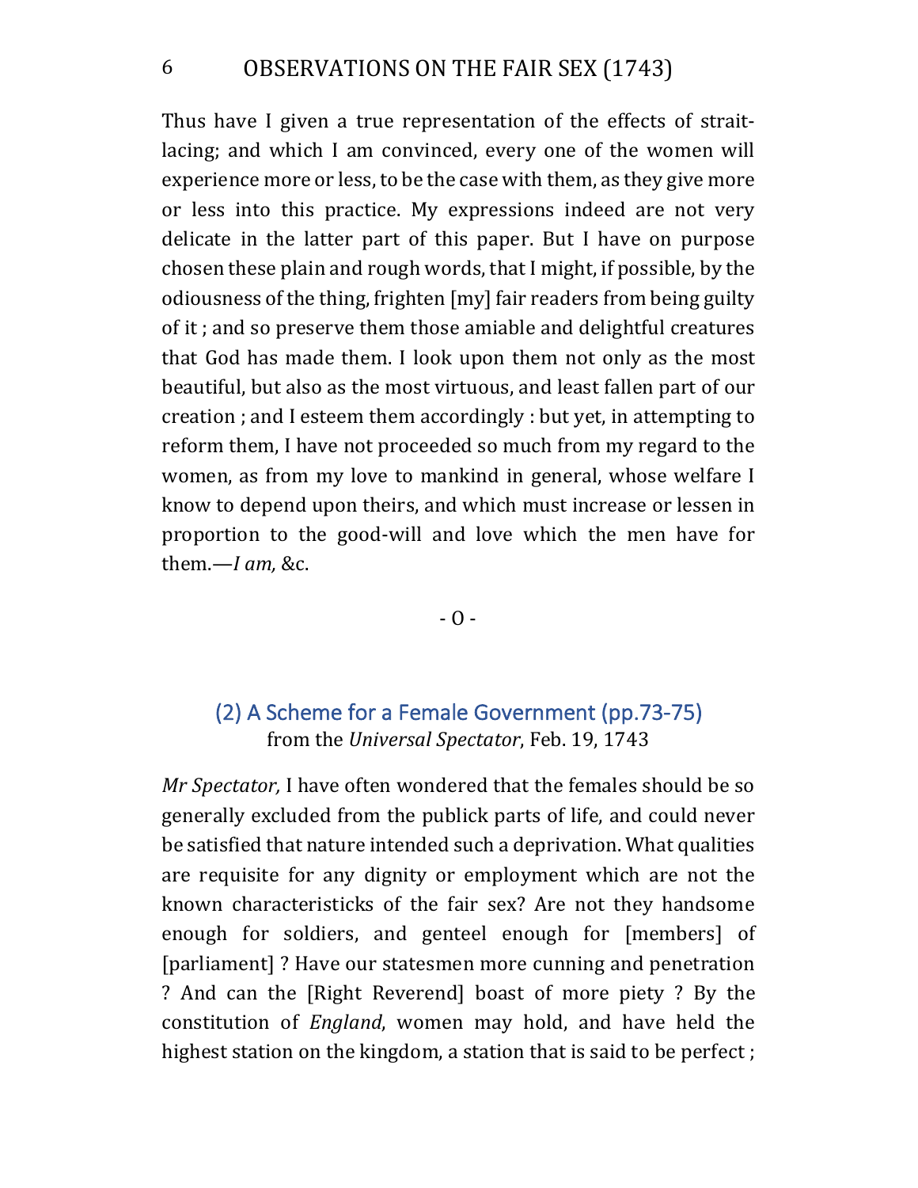Thus have I given a true representation of the effects of strait-lacing; and which I am convinced, every one of the women will experience more or less, to be the case with them, as they give more or less into this practice. My expressions indeed are not very delicate in the latter part of this paper. But I have on purpose chosen these plain and rough words, that I might, if possible, by the odiousness of the thing, frighten [my] fair readers from being guilty of it ; and so preserve them those amiable and delightful creatures that God has made them. I look upon them not only as the most beautiful, but also as the most virtuous, and least fallen part of our creation ; and I esteem them accordingly : but yet, in attempting to reform them, I have not proceeded so much from my regard to the women, as from my love to mankind in general, whose welfare I know to depend upon theirs, and which must increase or lessen in proportion to the good-will and love which the men have for them.—*I am,* &c.

- O -

## (2) A Scheme for a Female Government (pp.73-75)

from the *Universal Spectator*, Feb. 19, 1743

*Mr Spectator,* I have often wondered that the females should be so generally excluded from the publick parts of life, and could never be satisfied that nature intended such a deprivation. What qualities are requisite for any dignity or employment which are not the known characteristicks of the fair sex? Are not they handsome enough for soldiers, and genteel enough for [members] of [parliament] ? Have our statesmen more cunning and penetration ? And can the [Right Reverend] boast of more piety ? By the constitution of *England*, women may hold, and have held the highest station on the kingdom, a station that is said to be perfect ;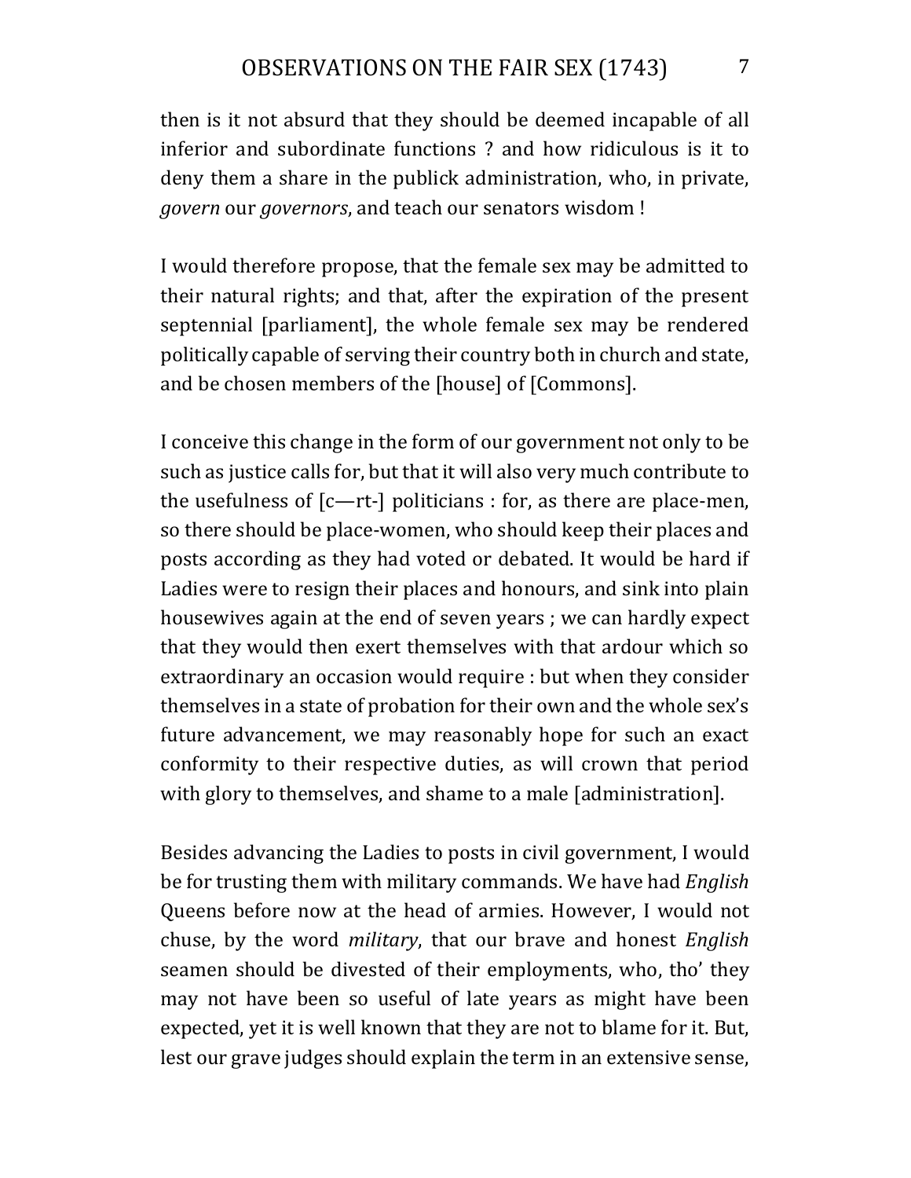then is it not absurd that they should be deemed incapable of all inferior and subordinate functions ? and how ridiculous is it to deny them a share in the publick administration, who, in private, *govern* our *governors*, and teach our senators wisdom !

I would therefore propose, that the female sex may be admitted to their natural rights; and that, after the expiration of the present septennial [parliament], the whole female sex may be rendered politically capable of serving their country both in church and state, and be chosen members of the [house] of [Commons].

I conceive this change in the form of our government not only to be such as justice calls for, but that it will also very much contribute to the usefulness of [c—rt-] politicians : for, as there are place-men, so there should be place-women, who should keep their places and posts according as they had voted or debated. It would be hard if Ladies were to resign their places and honours, and sink into plain housewives again at the end of seven years ; we can hardly expect that they would then exert themselves with that ardour which so extraordinary an occasion would require : but when they consider themselves in a state of probation for their own and the whole sex's future advancement, we may reasonably hope for such an exact conformity to their respective duties, as will crown that period with glory to themselves, and shame to a male [administration].

Besides advancing the Ladies to posts in civil government, I would be for trusting them with military commands. We have had *English* Queens before now at the head of armies. However, I would not chuse, by the word *military*, that our brave and honest *English* seamen should be divested of their employments, who, tho' they may not have been so useful of late years as might have been expected, yet it is well known that they are not to blame for it. But, lest our grave judges should explain the term in an extensive sense,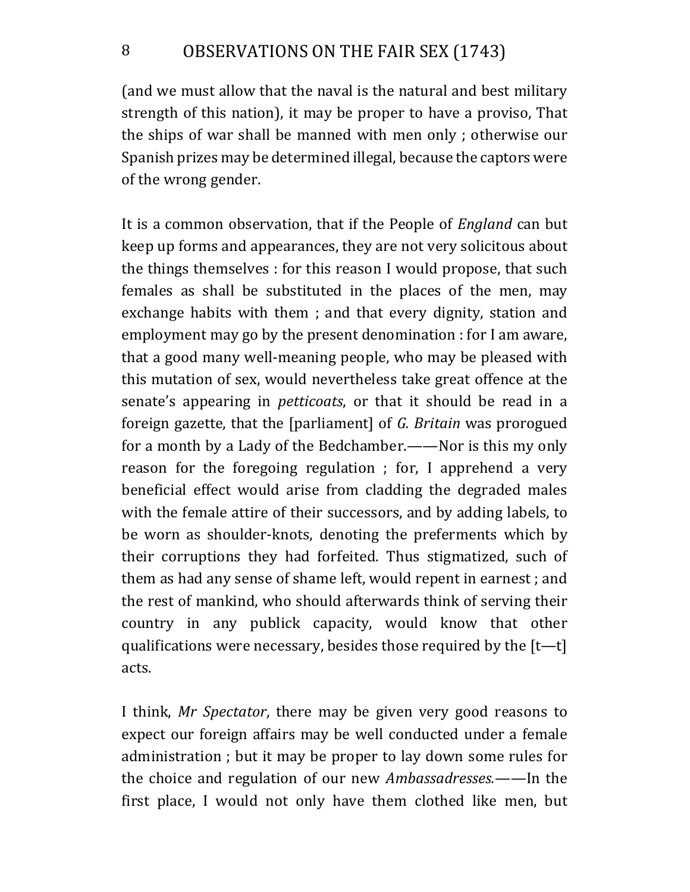(and we must allow that the naval is the natural and best military strength of this nation), it may be proper to have a proviso, That the ships of war shall be manned with men only ; otherwise our Spanish prizes may be determined illegal, because the captors were of the wrong gender.

It is a common observation, that if the People of *England* can but keep up forms and appearances, they are not very solicitous about the things themselves : for this reason I would propose, that such females as shall be substituted in the places of the men, may exchange habits with them ; and that every dignity, station and employment may go by the present denomination : for I am aware, that a good many well-meaning people, who may be pleased with this mutation of sex, would nevertheless take great offence at the senate's appearing in *petticoats*, or that it should be read in a foreign gazette, that the [parliament] of *G. Britain* was prorogued for a month by a Lady of the Bedchamber.——Nor is this my only reason for the foregoing regulation ; for, I apprehend a very beneficial effect would arise from cladding the degraded males with the female attire of their successors, and by adding labels, to be worn as shoulder-knots, denoting the preferments which by their corruptions they had forfeited. Thus stigmatized, such of them as had any sense of shame left, would repent in earnest ; and the rest of mankind, who should afterwards think of serving their country in any publick capacity, would know that other qualifications were necessary, besides those required by the [t—t] acts.

I think, *Mr Spectator*, there may be given very good reasons to expect our foreign affairs may be well conducted under a female administration ; but it may be proper to lay down some rules for the choice and regulation of our new *Ambassadresses.*——In the first place, I would not only have them clothed like men, but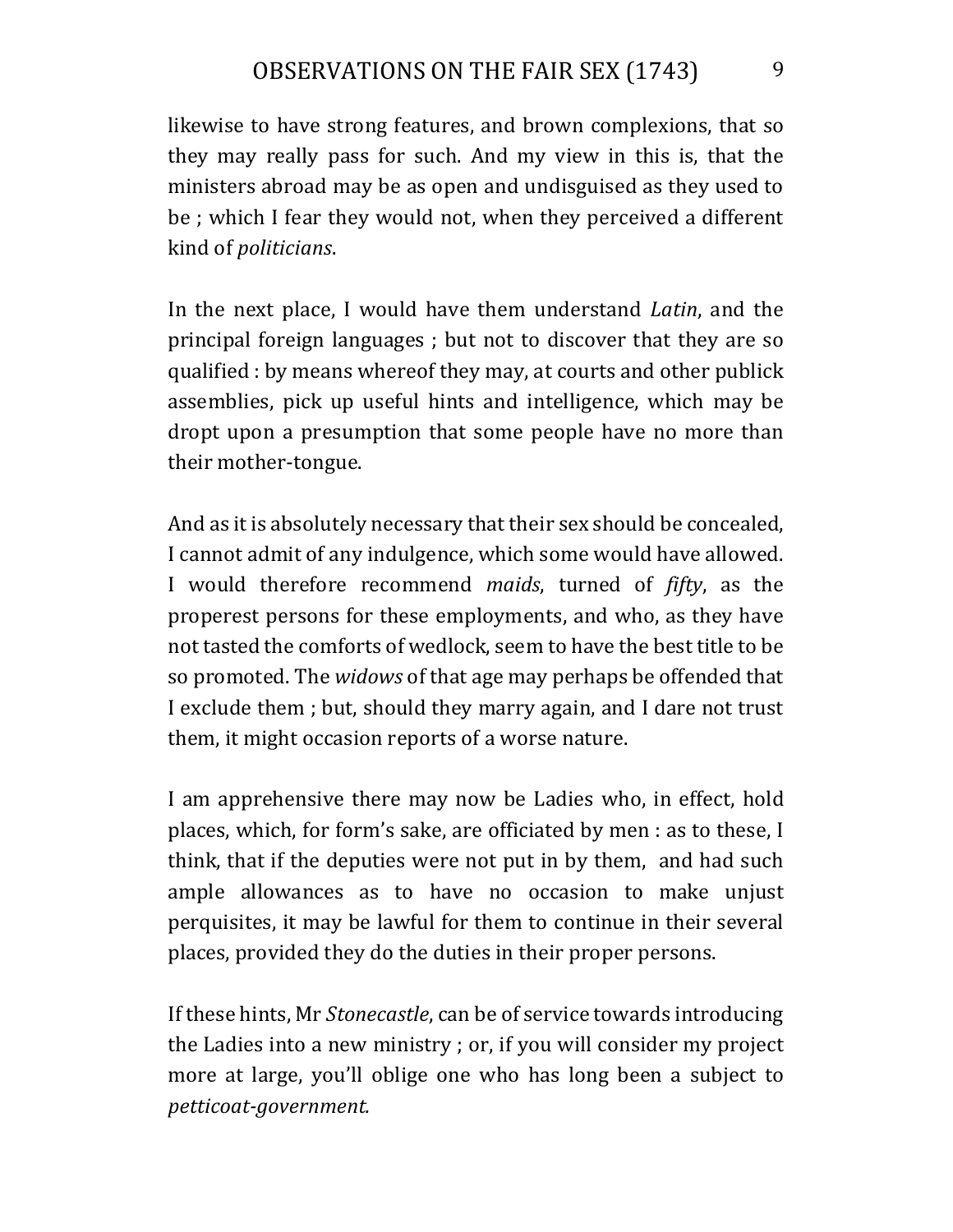likewise to have strong features, and brown complexions, that so they may really pass for such. And my view in this is, that the ministers abroad may be as open and undisguised as they used to be ; which I fear they would not, when they perceived a different kind of *politicians*.

In the next place, I would have them understand *Latin*, and the principal foreign languages ; but not to discover that they are so qualified : by means whereof they may, at courts and other publick assemblies, pick up useful hints and intelligence, which may be dropt upon a presumption that some people have no more than their mother-tongue.

And as it is absolutely necessary that their sex should be concealed, I cannot admit of any indulgence, which some would have allowed. I would therefore recommend *maids*, turned of *fifty*, as the properest persons for these employments, and who, as they have not tasted the comforts of wedlock, seem to have the best title to be so promoted. The *widows* of that age may perhaps be offended that I exclude them ; but, should they marry again, and I dare not trust them, it might occasion reports of a worse nature.

I am apprehensive there may now be Ladies who, in effect, hold places, which, for form's sake, are officiated by men : as to these, I think, that if the deputies were not put in by them, and had such ample allowances as to have no occasion to make unjust perquisites, it may be lawful for them to continue in their several places, provided they do the duties in their proper persons.

If these hints, Mr *Stonecastle*, can be of service towards introducing the Ladies into a new ministry ; or, if you will consider my project more at large, you'll oblige one who has long been a subject to *petticoat-government.*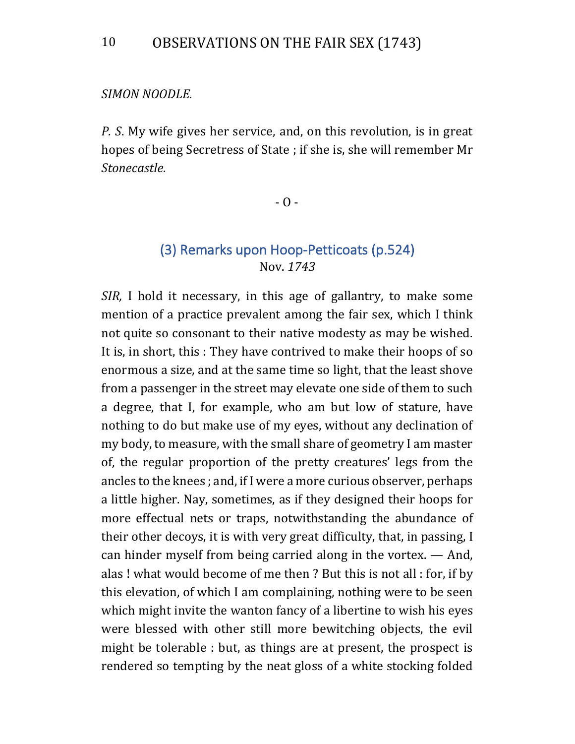*SIMON NOODLE.*

*P. S*. My wife gives her service, and, on this revolution, is in great hopes of being Secretress of State ; if she is, she will remember Mr *Stonecastle.*

- O -

### (3) Remarks upon Hoop-Petticoats (p.524)

Nov. *1743*

*SIR,* I hold it necessary, in this age of gallantry, to make some mention of a practice prevalent among the fair sex, which I think not quite so consonant to their native modesty as may be wished. It is, in short, this : They have contrived to make their hoops of so enormous a size, and at the same time so light, that the least shove from a passenger in the street may elevate one side of them to such a degree, that I, for example, who am but low of stature, have nothing to do but make use of my eyes, without any declination of my body, to measure, with the small share of geometry I am master of, the regular proportion of the pretty creatures' legs from the ancles to the knees ; and, if I were a more curious observer, perhaps a little higher. Nay, sometimes, as if they designed their hoops for more effectual nets or traps, notwithstanding the abundance of their other decoys, it is with very great difficulty, that, in passing, I can hinder myself from being carried along in the vortex. — And, alas ! what would become of me then ? But this is not all : for, if by this elevation, of which I am complaining, nothing were to be seen which might invite the wanton fancy of a libertine to wish his eyes were blessed with other still more bewitching objects, the evil might be tolerable : but, as things are at present, the prospect is rendered so tempting by the neat gloss of a white stocking folded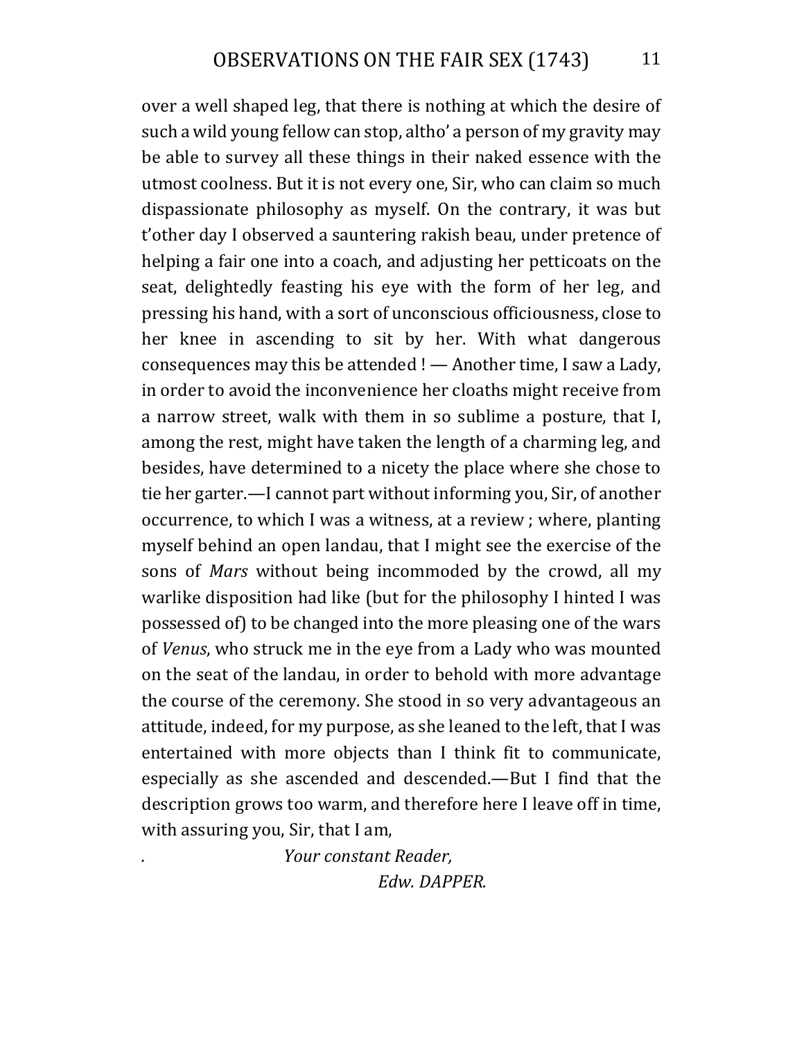over a well shaped leg, that there is nothing at which the desire of such a wild young fellow can stop, altho' a person of my gravity may be able to survey all these things in their naked essence with the utmost coolness. But it is not every one, Sir, who can claim so much dispassionate philosophy as myself. On the contrary, it was but t'other day I observed a sauntering rakish beau, under pretence of helping a fair one into a coach, and adjusting her petticoats on the seat, delightedly feasting his eye with the form of her leg, and pressing his hand, with a sort of unconscious officiousness, close to her knee in ascending to sit by her. With what dangerous consequences may this be attended ! — Another time, I saw a Lady, in order to avoid the inconvenience her cloaths might receive from a narrow street, walk with them in so sublime a posture, that I, among the rest, might have taken the length of a charming leg, and besides, have determined to a nicety the place where she chose to tie her garter.—I cannot part without informing you, Sir, of another occurrence, to which I was a witness, at a review ; where, planting myself behind an open landau, that I might see the exercise of the sons of *Mars* without being incommoded by the crowd, all my warlike disposition had like (but for the philosophy I hinted I was possessed of) to be changed into the more pleasing one of the wars of *Venus*, who struck me in the eye from a Lady who was mounted on the seat of the landau, in order to behold with more advantage the course of the ceremony. She stood in so very advantageous an attitude, indeed, for my purpose, as she leaned to the left, that I was entertained with more objects than I think fit to communicate, especially as she ascended and descended.—But I find that the description grows too warm, and therefore here I leave off in time, with assuring you, Sir, that I am,

*Your constant Reader,*

*Edw. DAPPER.*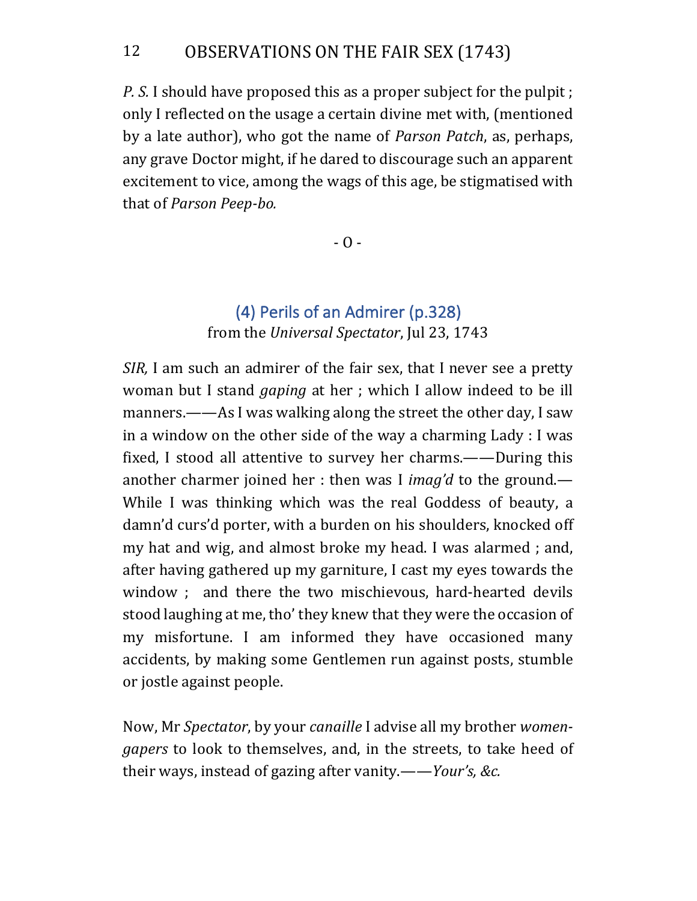*P. S.* I should have proposed this as a proper subject for the pulpit ; only I reflected on the usage a certain divine met with, (mentioned by a late author), who got the name of *Parson Patch*, as, perhaps, any grave Doctor might, if he dared to discourage such an apparent excitement to vice, among the wags of this age, be stigmatised with that of *Parson Peep-bo.*

- O -

## (4) Perils of an Admirer (p.328)

from the *Universal Spectator*, Jul 23, 1743

*SIR,* I am such an admirer of the fair sex, that I never see a pretty woman but I stand *gaping* at her ; which I allow indeed to be ill manners.——As I was walking along the street the other day, I saw in a window on the other side of the way a charming Lady : I was fixed, I stood all attentive to survey her charms.——During this another charmer joined her : then was I *imag'd* to the ground.—While I was thinking which was the real Goddess of beauty, a damn'd curs'd porter, with a burden on his shoulders, knocked off my hat and wig, and almost broke my head. I was alarmed ; and, after having gathered up my garniture, I cast my eyes towards the window ; and there the two mischievous, hard-hearted devils stood laughing at me, tho' they knew that they were the occasion of my misfortune. I am informed they have occasioned many accidents, by making some Gentlemen run against posts, stumble or jostle against people.

Now, Mr *Spectator*, by your *canaille* I advise all my brother *women-gapers* to look to themselves, and, in the streets, to take heed of their ways, instead of gazing after vanity.——*Your's, &c.*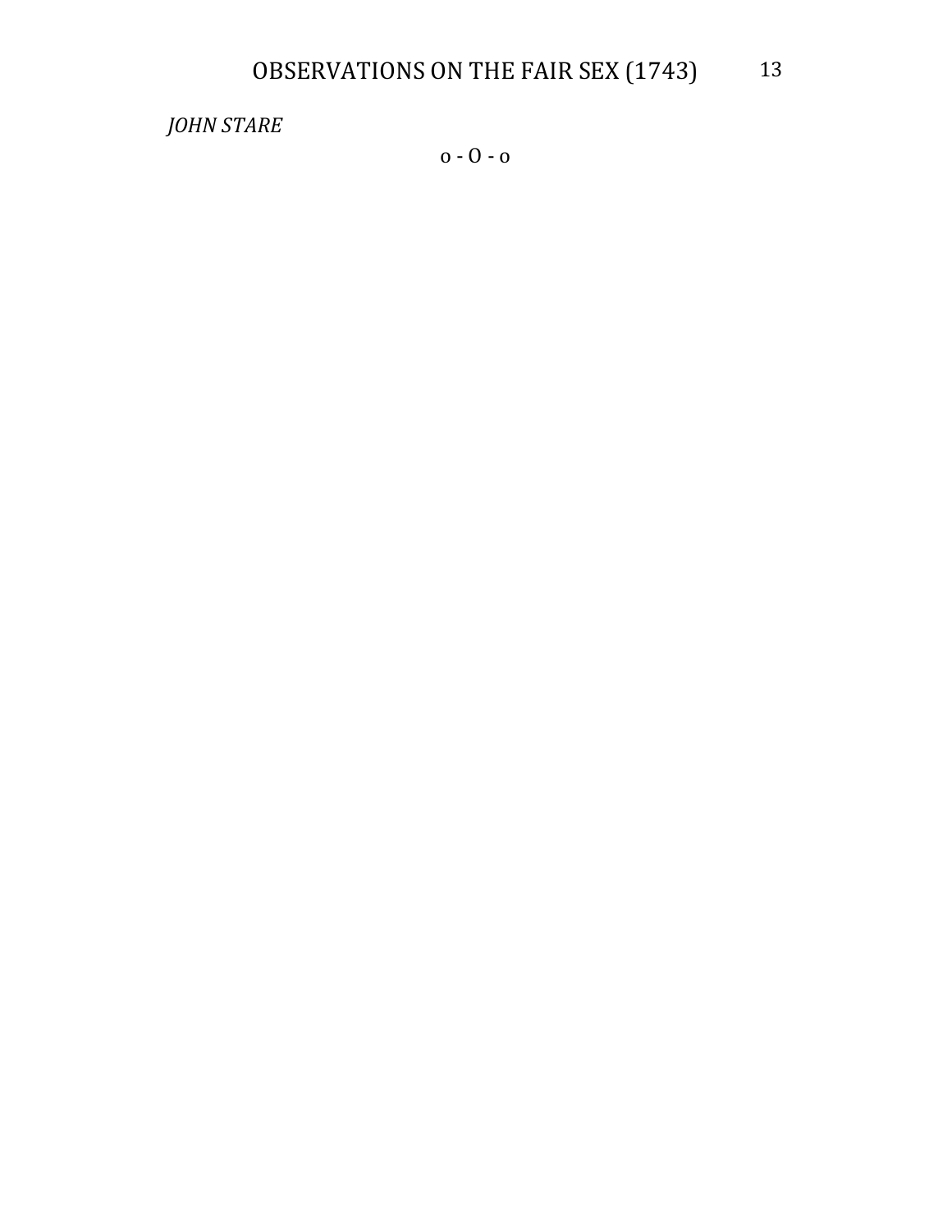*JOHN STARE*

o - O - o